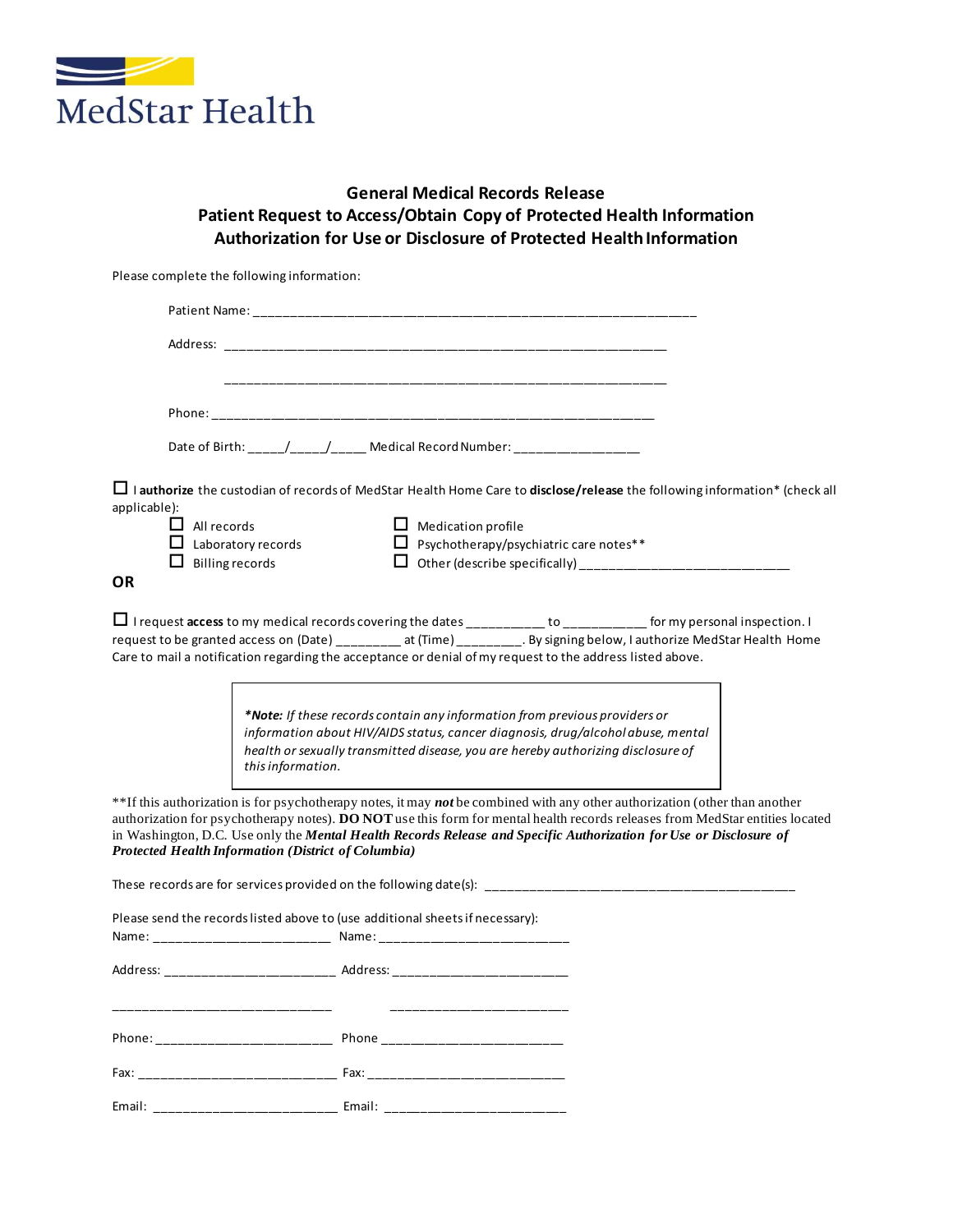MedStar Health

## General Medical Records Release
## Patient Request to Access/Obtain Copy of Protected Health Information
## Authorization for Use or Disclosure of Protected Health Information

Please complete the following information:

Patient Name: ______________________________________________________________

Address: ______________________________________________________________

______________________________________________________________

Phone: ______________________________________________________________

Date of Birth: _____/_____/_____ Medical Record Number: _________________

☐ I **authorize** the custodian of records of MedStar Health Home Care to **disclose/release** the following information* (check all applicable):

- ☐ All records
- ☐ Laboratory records
- ☐ Billing records
- ☐ Medication profile
- ☐ Psychotherapy/psychiatric care notes**
- ☐ Other (describe specifically) _____________________________

**OR**

☐ I request **access** to my medical records covering the dates ___________ to ___________ for my personal inspection. I request to be granted access on (Date) _________ at (Time) _________. By signing below, I authorize MedStar Health Home Care to mail a notification regarding the acceptance or denial of my request to the address listed above.

> ****Note:*** *If these records contain any information from previous providers or information about HIV/AIDS status, cancer diagnosis, drug/alcohol abuse, mental health or sexually transmitted disease, you are hereby authorizing disclosure of this information.*

**If this authorization is for psychotherapy notes, it may ***not*** be combined with any other authorization (other than another authorization for psychotherapy notes). **DO NOT** use this form for mental health records releases from MedStar entities located in Washington, D.C. Use only the ***Mental Health Records Release and Specific Authorization for Use or Disclosure of Protected Health Information (District of Columbia)***

These records are for services provided on the following date(s): _____________________________________________

Please send the records listed above to (use additional sheets if necessary):

Name: _________________________ Name: ___________________________

Address: ________________________ Address: _________________________

________________________________ _________________________

Phone: _________________________ Phone _________________________

Fax: ____________________________ Fax: ____________________________

Email: __________________________ Email: _________________________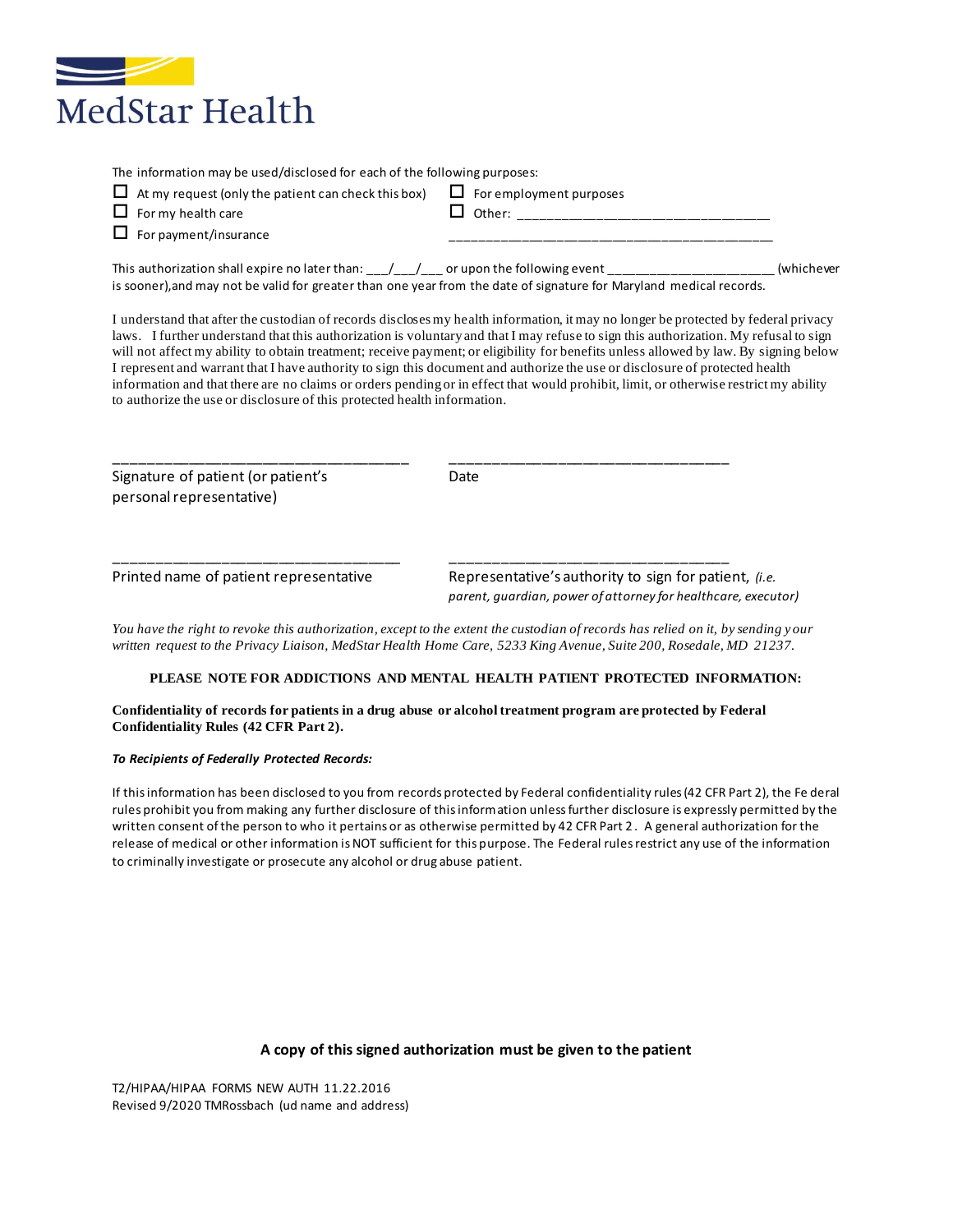# MedStar Health

The information may be used/disclosed for each of the following purposes:

- ☐ At my request (only the patient can check this box)
- ☐ For my health care
- ☐ For payment/insurance
- ☐ For employment purposes
- ☐ Other: ___________________________________

_____________________________________________

This authorization shall expire no later than: ___/___/___ or upon the following event ______________________ (whichever is sooner),and may not be valid for greater than one year from the date of signature for Maryland medical records.

I understand that after the custodian of records discloses my health information, it may no longer be protected by federal privacy laws. I further understand that this authorization is voluntary and that I may refuse to sign this authorization. My refusal to sign will not affect my ability to obtain treatment; receive payment; or eligibility for benefits unless allowed by law. By signing below I represent and warrant that I have authority to sign this document and authorize the use or disclosure of protected health information and that there are no claims or orders pending or in effect that would prohibit, limit, or otherwise restrict my ability to authorize the use or disclosure of this protected health information.

____________________________________ ____________________________________

Signature of patient (or patient's personal representative) Date

____________________________________ ____________________________________

Printed name of patient representative Representative's authority to sign for patient, *(i.e. parent, guardian, power of attorney for healthcare, executor)*

*You have the right to revoke this authorization, except to the extent the custodian of records has relied on it, by sending your written request to the Privacy Liaison, MedStar Health Home Care, 5233 King Avenue, Suite 200, Rosedale, MD 21237.*

**PLEASE NOTE FOR ADDICTIONS AND MENTAL HEALTH PATIENT PROTECTED INFORMATION:**

**Confidentiality of records for patients in a drug abuse or alcohol treatment program are protected by Federal Confidentiality Rules (42 CFR Part 2).**

***To Recipients of Federally Protected Records:***

If this information has been disclosed to you from records protected by Federal confidentiality rules (42 CFR Part 2), the Federal rules prohibit you from making any further disclosure of this information unless further disclosure is expressly permitted by the written consent of the person to who it pertains or as otherwise permitted by 42 CFR Part 2. A general authorization for the release of medical or other information is NOT sufficient for this purpose. The Federal rules restrict any use of the information to criminally investigate or prosecute any alcohol or drug abuse patient.

**A copy of this signed authorization must be given to the patient**

T2/HIPAA/HIPAA FORMS NEW AUTH 11.22.2016
Revised 9/2020 TMRossbach (ud name and address)